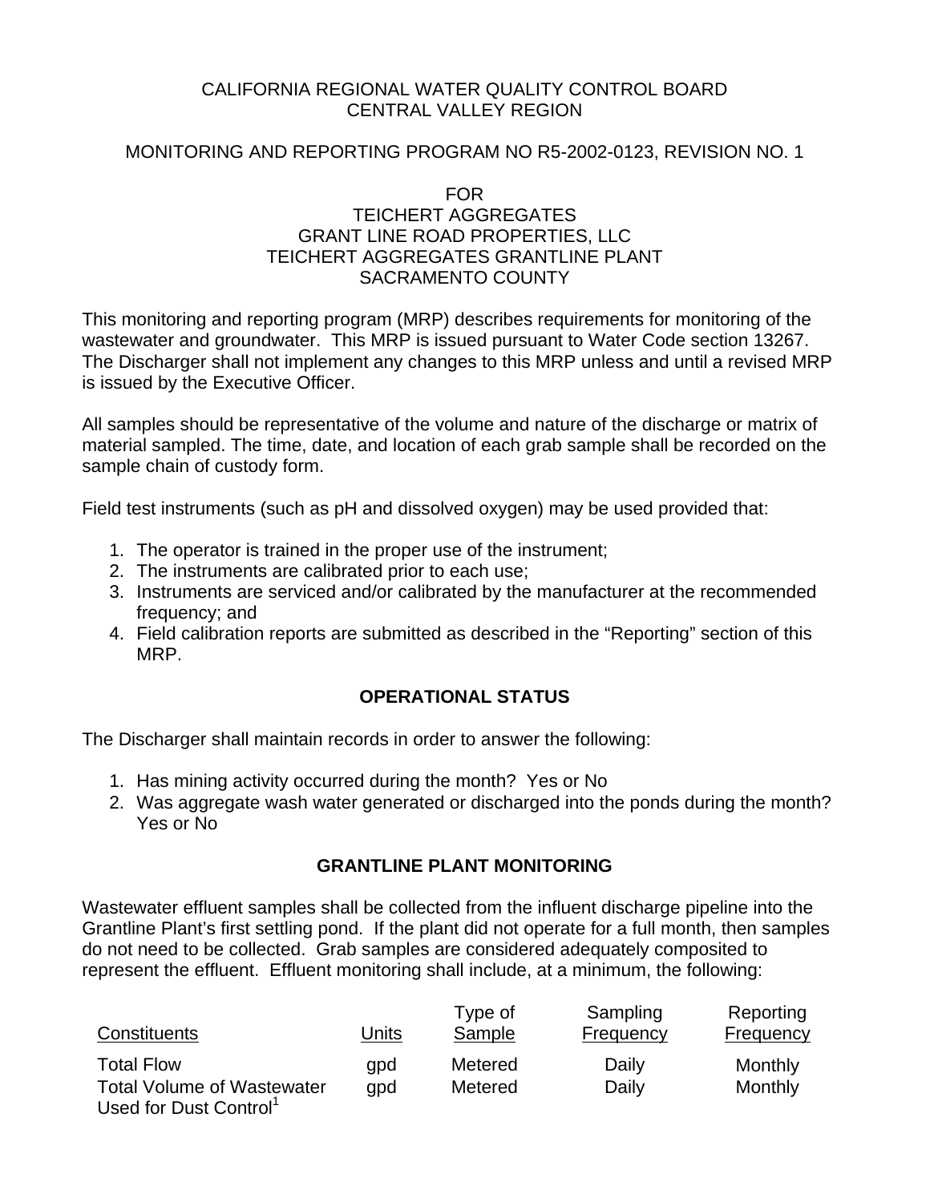CALIFORNIA REGIONAL WATER QUALITY CONTROL BOARD
CENTRAL VALLEY REGION

MONITORING AND REPORTING PROGRAM NO R5-2002-0123, REVISION NO. 1

FOR
TEICHERT AGGREGATES
GRANT LINE ROAD PROPERTIES, LLC
TEICHERT AGGREGATES GRANTLINE PLANT
SACRAMENTO COUNTY

This monitoring and reporting program (MRP) describes requirements for monitoring of the wastewater and groundwater. This MRP is issued pursuant to Water Code section 13267. The Discharger shall not implement any changes to this MRP unless and until a revised MRP is issued by the Executive Officer.

All samples should be representative of the volume and nature of the discharge or matrix of material sampled. The time, date, and location of each grab sample shall be recorded on the sample chain of custody form.

Field test instruments (such as pH and dissolved oxygen) may be used provided that:

1. The operator is trained in the proper use of the instrument;
2. The instruments are calibrated prior to each use;
3. Instruments are serviced and/or calibrated by the manufacturer at the recommended frequency; and
4. Field calibration reports are submitted as described in the "Reporting" section of this MRP.

## OPERATIONAL STATUS

The Discharger shall maintain records in order to answer the following:

1. Has mining activity occurred during the month? Yes or No
2. Was aggregate wash water generated or discharged into the ponds during the month? Yes or No

## GRANTLINE PLANT MONITORING

Wastewater effluent samples shall be collected from the influent discharge pipeline into the Grantline Plant's first settling pond. If the plant did not operate for a full month, then samples do not need to be collected. Grab samples are considered adequately composited to represent the effluent. Effluent monitoring shall include, at a minimum, the following:

| Constituents | Units | Type of Sample | Sampling Frequency | Reporting Frequency |
|---|---|---|---|---|
| Total Flow | gpd | Metered | Daily | Monthly |
| Total Volume of Wastewater Used for Dust Control[1] | gpd | Metered | Daily | Monthly |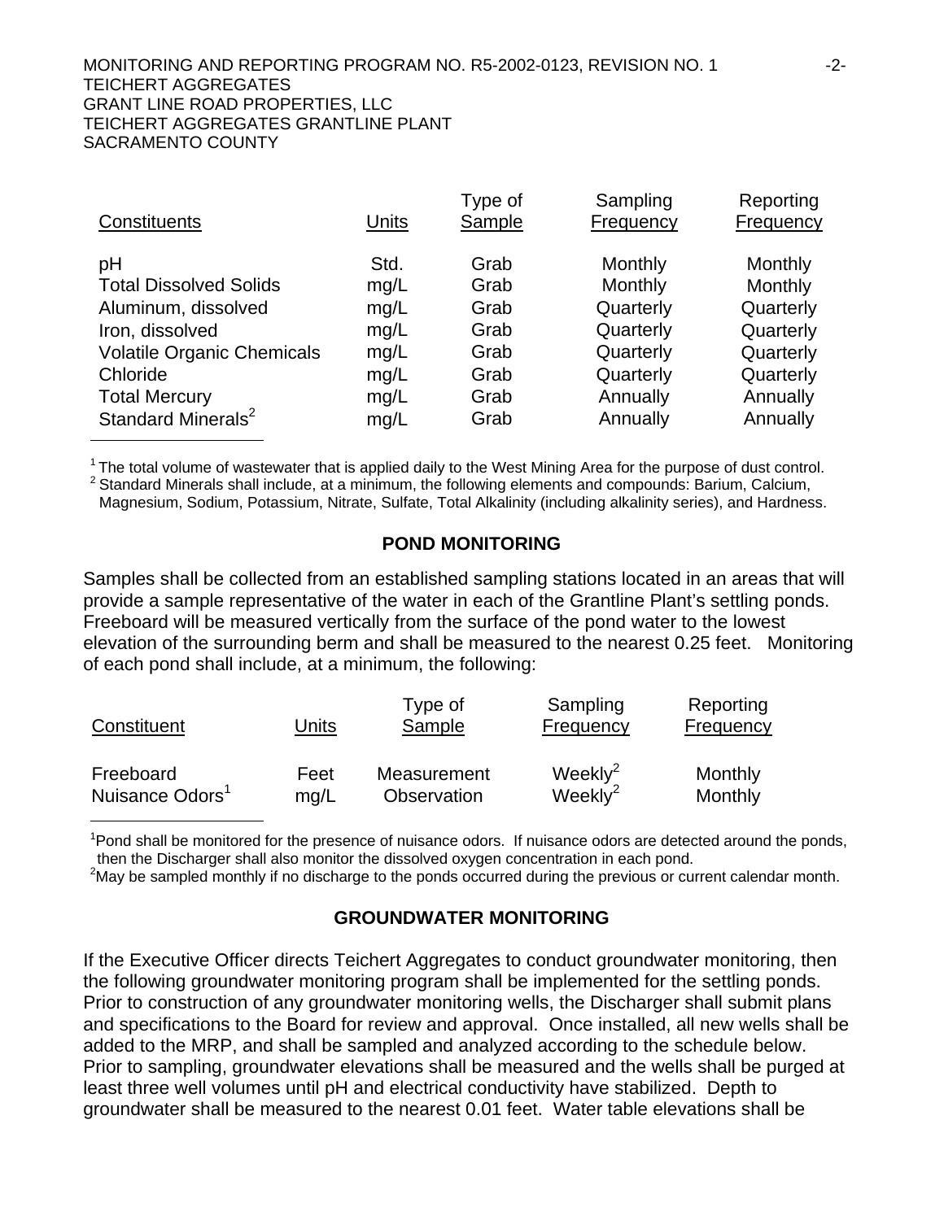| Constituents | Units | Type of Sample | Sampling Frequency | Reporting Frequency |
|---|---|---|---|---|
| pH | Std. | Grab | Monthly | Monthly |
| Total Dissolved Solids | mg/L | Grab | Monthly | Monthly |
| Aluminum, dissolved | mg/L | Grab | Quarterly | Quarterly |
| Iron, dissolved | mg/L | Grab | Quarterly | Quarterly |
| Volatile Organic Chemicals | mg/L | Grab | Quarterly | Quarterly |
| Chloride | mg/L | Grab | Quarterly | Quarterly |
| Total Mercury | mg/L | Grab | Annually | Annually |
| Standard Minerals[2] | mg/L | Grab | Annually | Annually |

[1] The total volume of wastewater that is applied daily to the West Mining Area for the purpose of dust control.
[2] Standard Minerals shall include, at a minimum, the following elements and compounds: Barium, Calcium, Magnesium, Sodium, Potassium, Nitrate, Sulfate, Total Alkalinity (including alkalinity series), and Hardness.

## POND MONITORING

Samples shall be collected from an established sampling stations located in an areas that will provide a sample representative of the water in each of the Grantline Plant's settling ponds. Freeboard will be measured vertically from the surface of the pond water to the lowest elevation of the surrounding berm and shall be measured to the nearest 0.25 feet. Monitoring of each pond shall include, at a minimum, the following:

| Constituent | Units | Type of Sample | Sampling Frequency | Reporting Frequency |
|---|---|---|---|---|
| Freeboard | Feet | Measurement | Weekly[2] | Monthly |
| Nuisance Odors[1] | mg/L | Observation | Weekly[2] | Monthly |

[1] Pond shall be monitored for the presence of nuisance odors. If nuisance odors are detected around the ponds, then the Discharger shall also monitor the dissolved oxygen concentration in each pond.
[2] May be sampled monthly if no discharge to the ponds occurred during the previous or current calendar month.

## GROUNDWATER MONITORING

If the Executive Officer directs Teichert Aggregates to conduct groundwater monitoring, then the following groundwater monitoring program shall be implemented for the settling ponds. Prior to construction of any groundwater monitoring wells, the Discharger shall submit plans and specifications to the Board for review and approval. Once installed, all new wells shall be added to the MRP, and shall be sampled and analyzed according to the schedule below. Prior to sampling, groundwater elevations shall be measured and the wells shall be purged at least three well volumes until pH and electrical conductivity have stabilized. Depth to groundwater shall be measured to the nearest 0.01 feet. Water table elevations shall be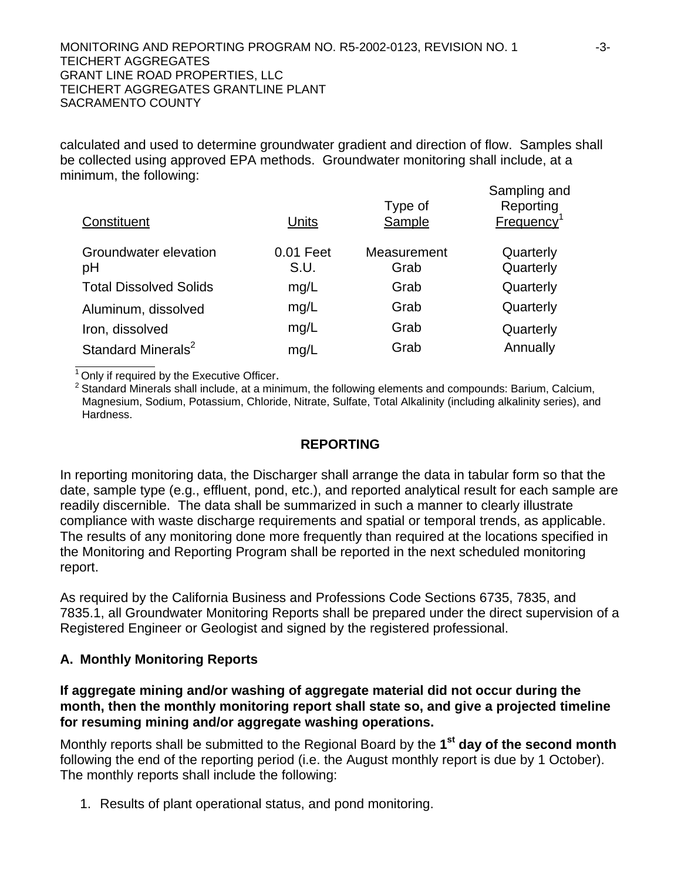calculated and used to determine groundwater gradient and direction of flow. Samples shall be collected using approved EPA methods. Groundwater monitoring shall include, at a minimum, the following:

| Constituent | Units | Type of Sample | Sampling and Reporting Frequency[1] |
|---|---|---|---|
| Groundwater elevation | 0.01 Feet | Measurement | Quarterly |
| pH | S.U. | Grab | Quarterly |
| Total Dissolved Solids | mg/L | Grab | Quarterly |
| Aluminum, dissolved | mg/L | Grab | Quarterly |
| Iron, dissolved | mg/L | Grab | Quarterly |
| Standard Minerals[2] | mg/L | Grab | Annually |

[1] Only if required by the Executive Officer.

[2] Standard Minerals shall include, at a minimum, the following elements and compounds: Barium, Calcium, Magnesium, Sodium, Potassium, Chloride, Nitrate, Sulfate, Total Alkalinity (including alkalinity series), and Hardness.

## REPORTING

In reporting monitoring data, the Discharger shall arrange the data in tabular form so that the date, sample type (e.g., effluent, pond, etc.), and reported analytical result for each sample are readily discernible. The data shall be summarized in such a manner to clearly illustrate compliance with waste discharge requirements and spatial or temporal trends, as applicable. The results of any monitoring done more frequently than required at the locations specified in the Monitoring and Reporting Program shall be reported in the next scheduled monitoring report.

As required by the California Business and Professions Code Sections 6735, 7835, and 7835.1, all Groundwater Monitoring Reports shall be prepared under the direct supervision of a Registered Engineer or Geologist and signed by the registered professional.

### A. Monthly Monitoring Reports

**If aggregate mining and/or washing of aggregate material did not occur during the month, then the monthly monitoring report shall state so, and give a projected timeline for resuming mining and/or aggregate washing operations.**

Monthly reports shall be submitted to the Regional Board by the **1st day of the second month** following the end of the reporting period (i.e. the August monthly report is due by 1 October). The monthly reports shall include the following:

1. Results of plant operational status, and pond monitoring.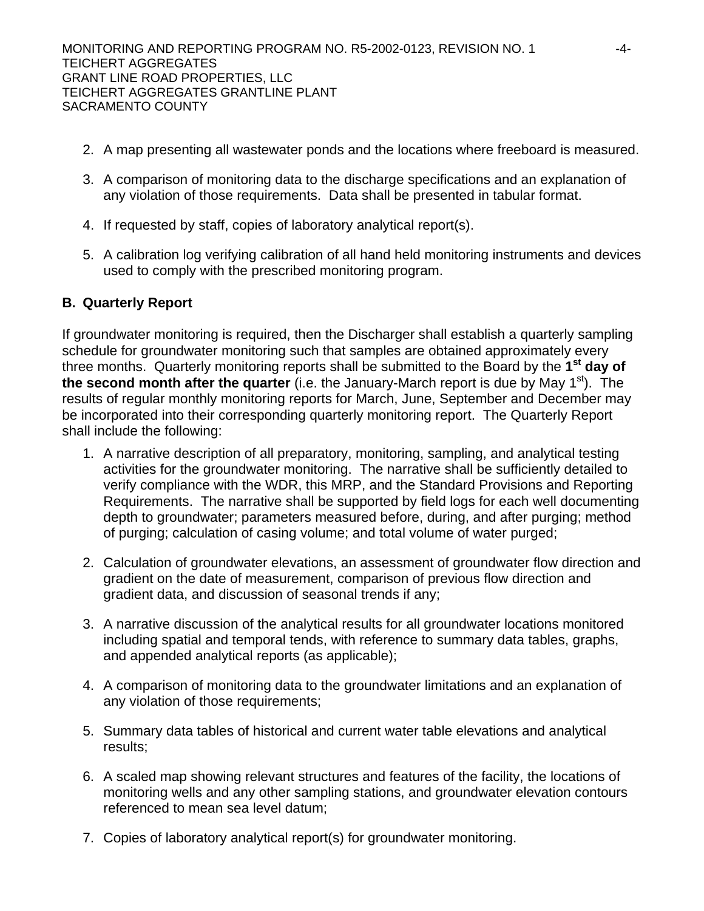2. A map presenting all wastewater ponds and the locations where freeboard is measured.

3. A comparison of monitoring data to the discharge specifications and an explanation of any violation of those requirements. Data shall be presented in tabular format.

4. If requested by staff, copies of laboratory analytical report(s).

5. A calibration log verifying calibration of all hand held monitoring instruments and devices used to comply with the prescribed monitoring program.

**B. Quarterly Report**

If groundwater monitoring is required, then the Discharger shall establish a quarterly sampling schedule for groundwater monitoring such that samples are obtained approximately every three months. Quarterly monitoring reports shall be submitted to the Board by the **1st day of the second month after the quarter** (i.e. the January-March report is due by May 1st). The results of regular monthly monitoring reports for March, June, September and December may be incorporated into their corresponding quarterly monitoring report. The Quarterly Report shall include the following:

1. A narrative description of all preparatory, monitoring, sampling, and analytical testing activities for the groundwater monitoring. The narrative shall be sufficiently detailed to verify compliance with the WDR, this MRP, and the Standard Provisions and Reporting Requirements. The narrative shall be supported by field logs for each well documenting depth to groundwater; parameters measured before, during, and after purging; method of purging; calculation of casing volume; and total volume of water purged;

2. Calculation of groundwater elevations, an assessment of groundwater flow direction and gradient on the date of measurement, comparison of previous flow direction and gradient data, and discussion of seasonal trends if any;

3. A narrative discussion of the analytical results for all groundwater locations monitored including spatial and temporal tends, with reference to summary data tables, graphs, and appended analytical reports (as applicable);

4. A comparison of monitoring data to the groundwater limitations and an explanation of any violation of those requirements;

5. Summary data tables of historical and current water table elevations and analytical results;

6. A scaled map showing relevant structures and features of the facility, the locations of monitoring wells and any other sampling stations, and groundwater elevation contours referenced to mean sea level datum;

7. Copies of laboratory analytical report(s) for groundwater monitoring.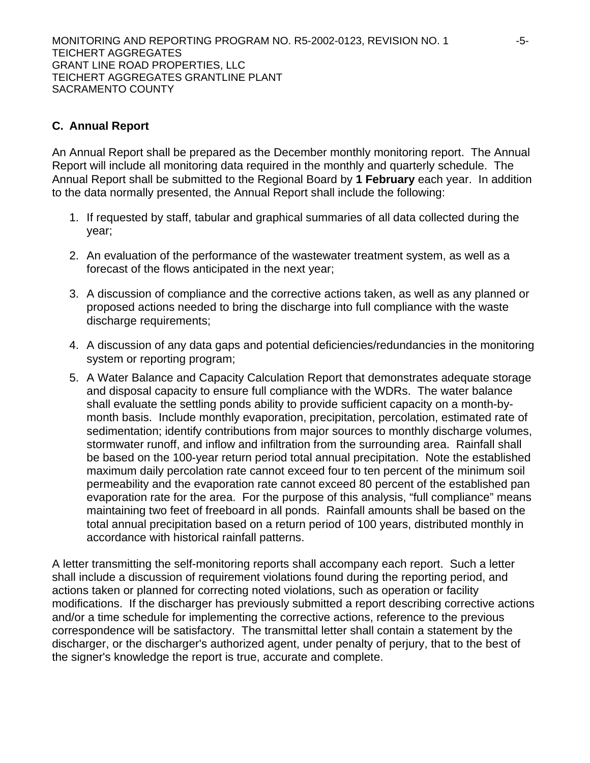### C. Annual Report

An Annual Report shall be prepared as the December monthly monitoring report. The Annual Report will include all monitoring data required in the monthly and quarterly schedule. The Annual Report shall be submitted to the Regional Board by **1 February** each year. In addition to the data normally presented, the Annual Report shall include the following:

1. If requested by staff, tabular and graphical summaries of all data collected during the year;

2. An evaluation of the performance of the wastewater treatment system, as well as a forecast of the flows anticipated in the next year;

3. A discussion of compliance and the corrective actions taken, as well as any planned or proposed actions needed to bring the discharge into full compliance with the waste discharge requirements;

4. A discussion of any data gaps and potential deficiencies/redundancies in the monitoring system or reporting program;

5. A Water Balance and Capacity Calculation Report that demonstrates adequate storage and disposal capacity to ensure full compliance with the WDRs. The water balance shall evaluate the settling ponds ability to provide sufficient capacity on a month-by-month basis. Include monthly evaporation, precipitation, percolation, estimated rate of sedimentation; identify contributions from major sources to monthly discharge volumes, stormwater runoff, and inflow and infiltration from the surrounding area. Rainfall shall be based on the 100-year return period total annual precipitation. Note the established maximum daily percolation rate cannot exceed four to ten percent of the minimum soil permeability and the evaporation rate cannot exceed 80 percent of the established pan evaporation rate for the area. For the purpose of this analysis, "full compliance" means maintaining two feet of freeboard in all ponds. Rainfall amounts shall be based on the total annual precipitation based on a return period of 100 years, distributed monthly in accordance with historical rainfall patterns.

A letter transmitting the self-monitoring reports shall accompany each report. Such a letter shall include a discussion of requirement violations found during the reporting period, and actions taken or planned for correcting noted violations, such as operation or facility modifications. If the discharger has previously submitted a report describing corrective actions and/or a time schedule for implementing the corrective actions, reference to the previous correspondence will be satisfactory. The transmittal letter shall contain a statement by the discharger, or the discharger's authorized agent, under penalty of perjury, that to the best of the signer's knowledge the report is true, accurate and complete.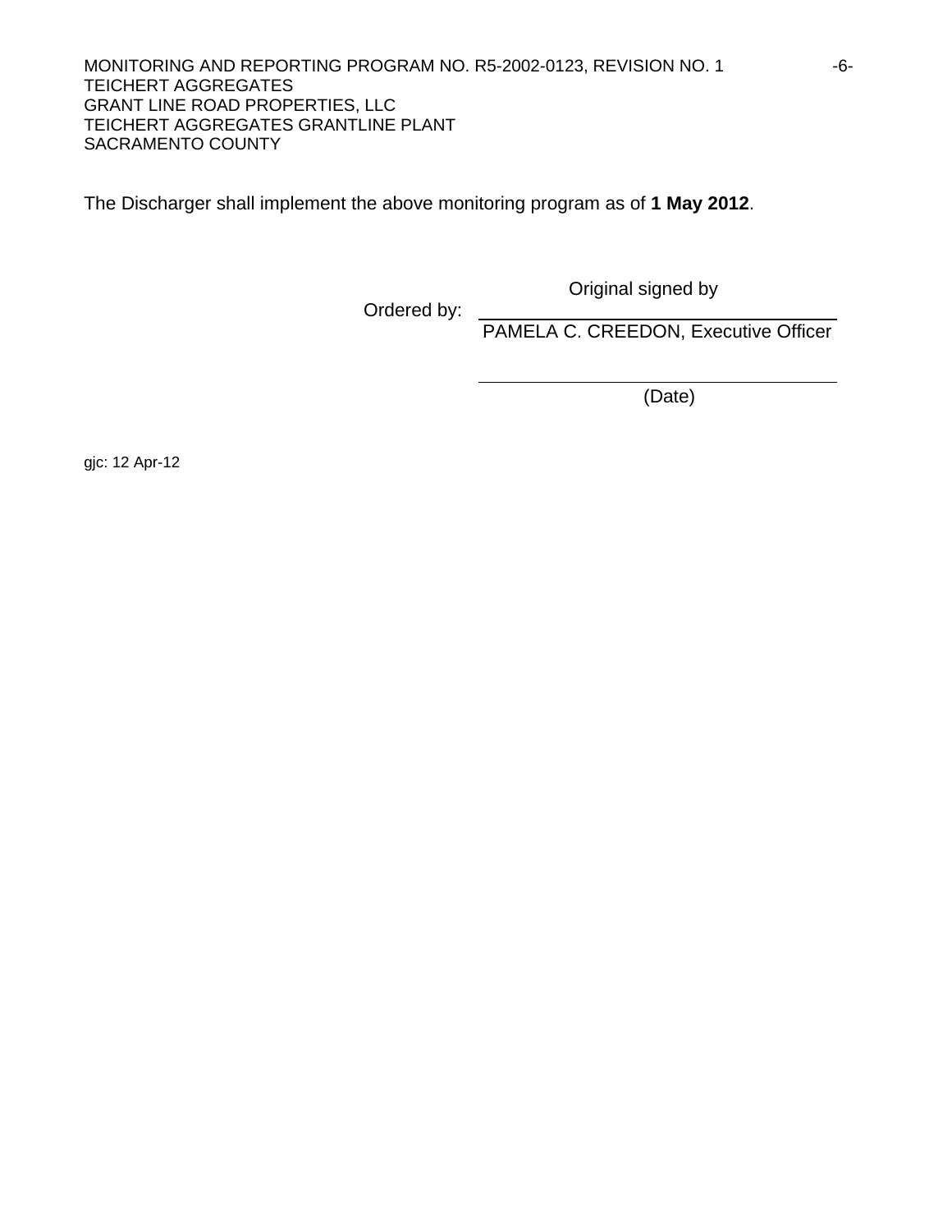The Discharger shall implement the above monitoring program as of **1 May 2012**.

Ordered by: Original signed by

PAMELA C. CREEDON, Executive Officer

(Date)

gjc: 12 Apr-12